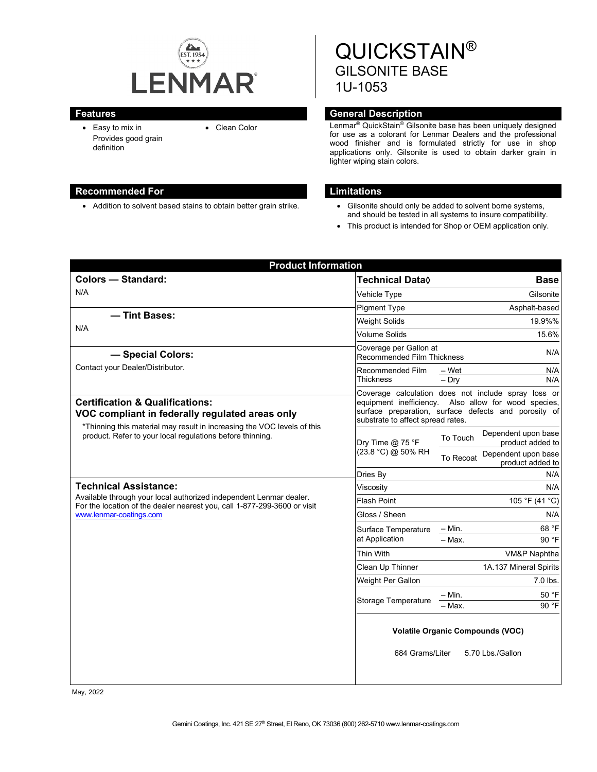LENMAR®

EST. 1954

# QUICKSTAIN®
## GILSONITE BASE
## 1U-1053

## Features

- Easy to mix in
  Provides good grain definition
- Clean Color

## General Description

Lenmar® QuickStain® Gilsonite base has been uniquely designed for use as a colorant for Lenmar Dealers and the professional wood finisher and is formulated strictly for use in shop applications only. Gilsonite is used to obtain darker grain in lighter wiping stain colors.

## Recommended For

- Addition to solvent based stains to obtain better grain strike.

## Limitations

- Gilsonite should only be added to solvent borne systems, and should be tested in all systems to insure compatibility.
- This product is intended for Shop or OEM application only.

## Product Information

### Colors — Standard:

N/A

### — Tint Bases:

N/A

### — Special Colors:

Contact your Dealer/Distributor.

### Certification & Qualifications:

**VOC compliant in federally regulated areas only**

*Thinning this material may result in increasing the VOC levels of this product. Refer to your local regulations before thinning.

### Technical Assistance:

Available through your local authorized independent Lenmar dealer. For the location of the dealer nearest you, call 1-877-299-3600 or visit www.lenmar-coatings.com

| Technical Data◊ | | Base |
|---|---|---|
| Vehicle Type | | Gilsonite |
| Pigment Type | | Asphalt-based |
| Weight Solids | | 19.9%% |
| Volume Solids | | 15.6% |
| Coverage per Gallon at Recommended Film Thickness | | N/A |
| Recommended Film Thickness | – Wet | N/A |
| | – Dry | N/A |
| Coverage calculation does not include spray loss or equipment inefficiency. Also allow for wood species, surface preparation, surface defects and porosity of substrate to affect spread rates. | | |
| Dry Time @ 75 °F (23.8 °C) @ 50% RH | To Touch | Dependent upon base product added to |
| | To Recoat | Dependent upon base product added to |
| Dries By | | N/A |
| Viscosity | | N/A |
| Flash Point | | 105 °F (41 °C) |
| Gloss / Sheen | | N/A |
| Surface Temperature at Application | – Min. | 68 °F |
| | – Max. | 90 °F |
| Thin With | | VM&P Naphtha |
| Clean Up Thinner | | 1A.137 Mineral Spirits |
| Weight Per Gallon | | 7.0 lbs. |
| Storage Temperature | – Min. | 50 °F |
| | – Max. | 90 °F |

**Volatile Organic Compounds (VOC)**

684 Grams/Liter 5.70 Lbs./Gallon

May, 2022

Gemini Coatings, Inc. 421 SE 27th Street, El Reno, OK 73036 (800) 262-5710 www.lenmar-coatings.com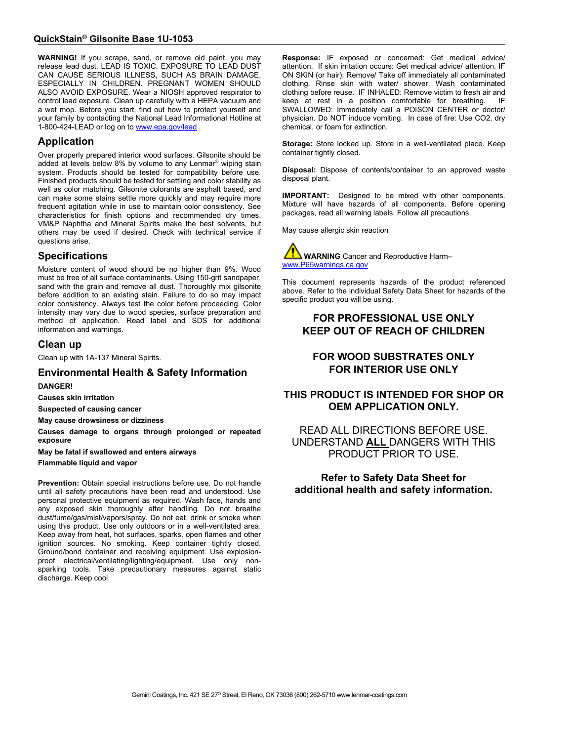**WARNING!** If you scrape, sand, or remove old paint, you may release lead dust. LEAD IS TOXIC. EXPOSURE TO LEAD DUST CAN CAUSE SERIOUS ILLNESS, SUCH AS BRAIN DAMAGE, ESPECIALLY IN CHILDREN. PREGNANT WOMEN SHOULD ALSO AVOID EXPOSURE. Wear a NIOSH approved respirator to control lead exposure. Clean up carefully with a HEPA vacuum and a wet mop. Before you start, find out how to protect yourself and your family by contacting the National Lead Informational Hotline at 1-800-424-LEAD or log on to www.epa.gov/lead .

## Application

Over properly prepared interior wood surfaces. Gilsonite should be added at levels below 8% by volume to any Lenmar® wiping stain system. Products should be tested for compatibility before use. Finished products should be tested for settling and color stability as well as color matching. Gilsonite colorants are asphalt based, and can make some stains settle more quickly and may require more frequent agitation while in use to maintain color consistency. See characteristics for finish options and recommended dry times. VM&P Naphtha and Mineral Spirits make the best solvents, but others may be used if desired. Check with technical service if questions arise.

## Specifications

Moisture content of wood should be no higher than 9%. Wood must be free of all surface contaminants. Using 150-grit sandpaper, sand with the grain and remove all dust. Thoroughly mix gilsonite before addition to an existing stain. Failure to do so may impact color consistency. Always test the color before proceeding. Color intensity may vary due to wood species, surface preparation and method of application. Read label and SDS for additional information and warnings.

## Clean up

Clean up with 1A-137 Mineral Spirits.

## Environmental Health & Safety Information

**DANGER!**

**Causes skin irritation**

**Suspected of causing cancer**

**May cause drowsiness or dizziness**

**Causes damage to organs through prolonged or repeated exposure**

**May be fatal if swallowed and enters airways**

**Flammable liquid and vapor**

**Prevention:** Obtain special instructions before use. Do not handle until all safety precautions have been read and understood. Use personal protective equipment as required. Wash face, hands and any exposed skin thoroughly after handling. Do not breathe dust/fume/gas/mist/vapors/spray. Do not eat, drink or smoke when using this product. Use only outdoors or in a well-ventilated area. Keep away from heat, hot surfaces, sparks, open flames and other ignition sources. No smoking. Keep container tightly closed. Ground/bond container and receiving equipment. Use explosion-proof electrical/ventilating/lighting/equipment. Use only non-sparking tools. Take precautionary measures against static discharge. Keep cool.

**Response:** IF exposed or concerned: Get medical advice/ attention. If skin irritation occurs: Get medical advice/ attention. IF ON SKIN (or hair): Remove/ Take off immediately all contaminated clothing. Rinse skin with water/ shower. Wash contaminated clothing before reuse. IF INHALED: Remove victim to fresh air and keep at rest in a position comfortable for breathing. IF SWALLOWED: Immediately call a POISON CENTER or doctor/ physician. Do NOT induce vomiting. In case of fire: Use CO2, dry chemical, or foam for extinction.

**Storage:** Store locked up. Store in a well-ventilated place. Keep container tightly closed.

**Disposal:** Dispose of contents/container to an approved waste disposal plant.

**IMPORTANT:** Designed to be mixed with other components. Mixture will have hazards of all components. Before opening packages, read all warning labels. Follow all precautions.

May cause allergic skin reaction

**WARNING** Cancer and Reproductive Harm– www.P65warnings.ca.gov

This document represents hazards of the product referenced above. Refer to the individual Safety Data Sheet for hazards of the specific product you will be using.

**FOR PROFESSIONAL USE ONLY**
**KEEP OUT OF REACH OF CHILDREN**

**FOR WOOD SUBSTRATES ONLY**
**FOR INTERIOR USE ONLY**

**THIS PRODUCT IS INTENDED FOR SHOP OR OEM APPLICATION ONLY.**

READ ALL DIRECTIONS BEFORE USE. UNDERSTAND **ALL** DANGERS WITH THIS PRODUCT PRIOR TO USE.

**Refer to Safety Data Sheet for additional health and safety information.**

Gemini Coatings, Inc. 421 SE 27th Street, El Reno, OK 73036 (800) 262-5710 www.lenmar-coatings.com